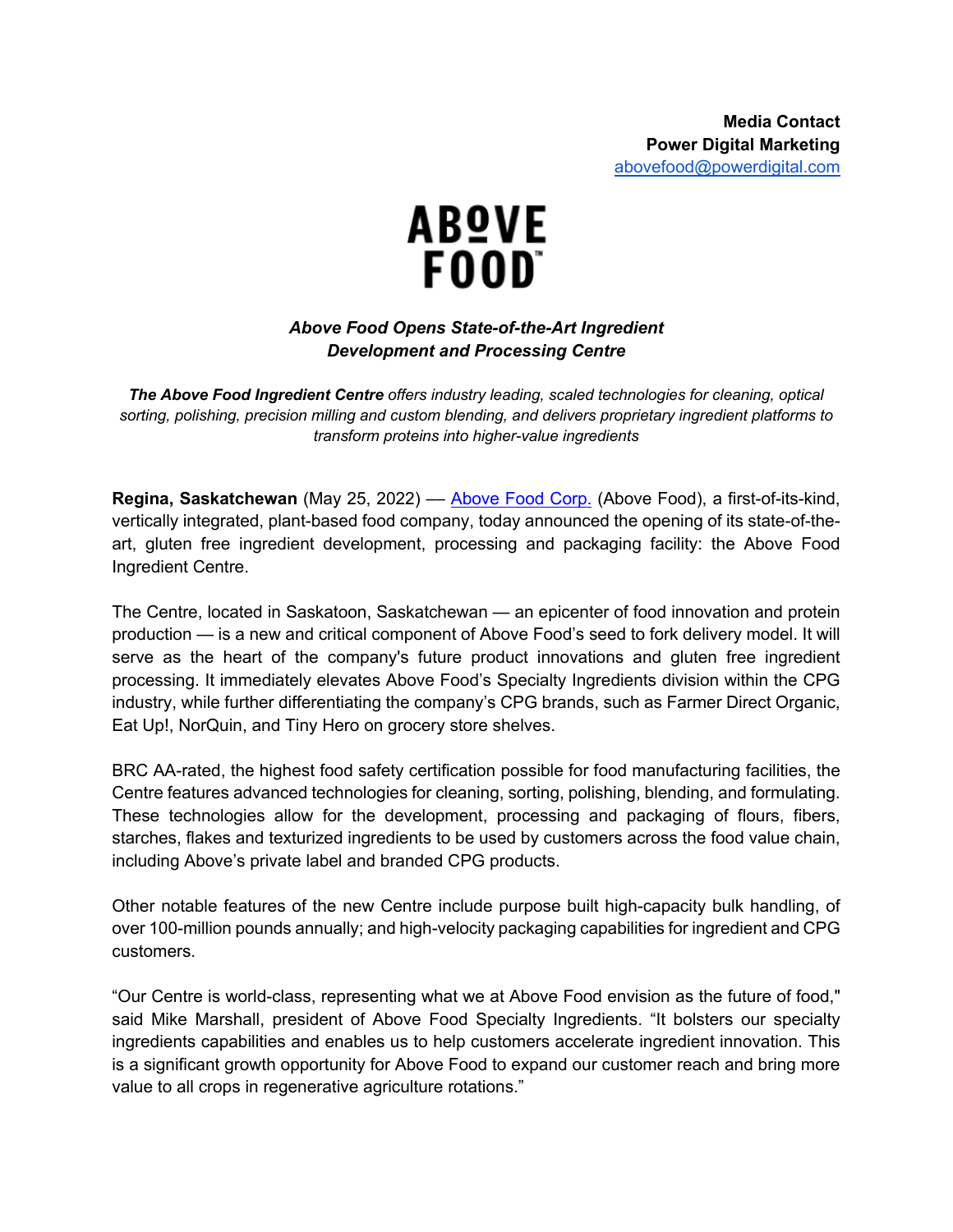**Media Contact**
**Power Digital Marketing**
[abovefood@powerdigital.com](mailto:abovefood@powerdigital.com)

ABOVE FOOD

# *Above Food Opens State-of-the-Art Ingredient Development and Processing Centre*

***The Above Food Ingredient Centre*** *offers industry leading, scaled technologies for cleaning, optical sorting, polishing, precision milling and custom blending, and delivers proprietary ingredient platforms to transform proteins into higher-value ingredients*

**Regina, Saskatchewan** (May 25, 2022) — [Above Food Corp.](#) (Above Food), a first-of-its-kind, vertically integrated, plant-based food company, today announced the opening of its state-of-the-art, gluten free ingredient development, processing and packaging facility: the Above Food Ingredient Centre.

The Centre, located in Saskatoon, Saskatchewan — an epicenter of food innovation and protein production — is a new and critical component of Above Food's seed to fork delivery model. It will serve as the heart of the company's future product innovations and gluten free ingredient processing. It immediately elevates Above Food's Specialty Ingredients division within the CPG industry, while further differentiating the company's CPG brands, such as Farmer Direct Organic, Eat Up!, NorQuin, and Tiny Hero on grocery store shelves.

BRC AA-rated, the highest food safety certification possible for food manufacturing facilities, the Centre features advanced technologies for cleaning, sorting, polishing, blending, and formulating. These technologies allow for the development, processing and packaging of flours, fibers, starches, flakes and texturized ingredients to be used by customers across the food value chain, including Above's private label and branded CPG products.

Other notable features of the new Centre include purpose built high-capacity bulk handling, of over 100-million pounds annually; and high-velocity packaging capabilities for ingredient and CPG customers.

"Our Centre is world-class, representing what we at Above Food envision as the future of food," said Mike Marshall, president of Above Food Specialty Ingredients. "It bolsters our specialty ingredients capabilities and enables us to help customers accelerate ingredient innovation. This is a significant growth opportunity for Above Food to expand our customer reach and bring more value to all crops in regenerative agriculture rotations."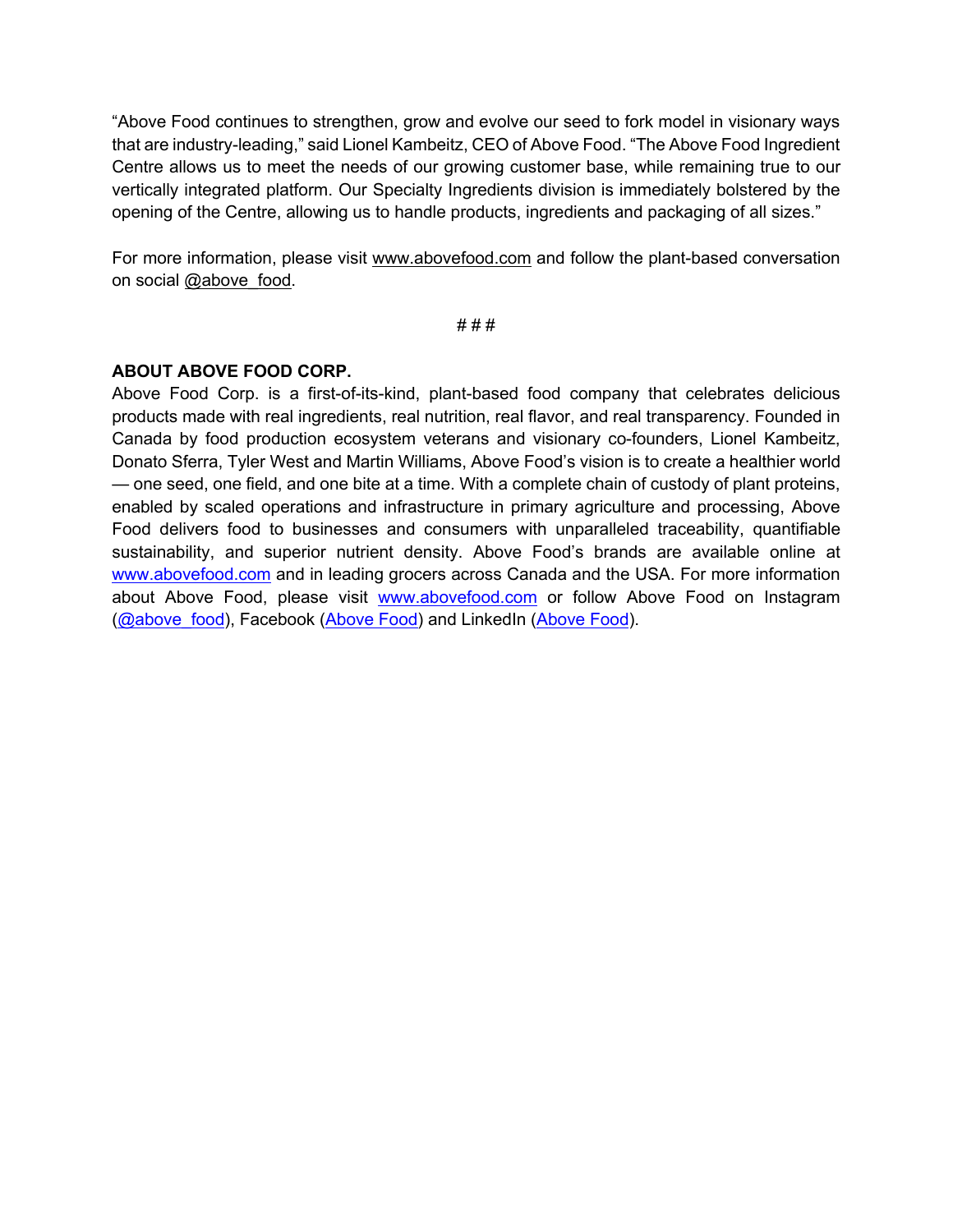"Above Food continues to strengthen, grow and evolve our seed to fork model in visionary ways that are industry-leading," said Lionel Kambeitz, CEO of Above Food. "The Above Food Ingredient Centre allows us to meet the needs of our growing customer base, while remaining true to our vertically integrated platform. Our Specialty Ingredients division is immediately bolstered by the opening of the Centre, allowing us to handle products, ingredients and packaging of all sizes."

For more information, please visit www.abovefood.com and follow the plant-based conversation on social @above_food.

# # #

**ABOUT ABOVE FOOD CORP.**

Above Food Corp. is a first-of-its-kind, plant-based food company that celebrates delicious products made with real ingredients, real nutrition, real flavor, and real transparency. Founded in Canada by food production ecosystem veterans and visionary co-founders, Lionel Kambeitz, Donato Sferra, Tyler West and Martin Williams, Above Food's vision is to create a healthier world — one seed, one field, and one bite at a time. With a complete chain of custody of plant proteins, enabled by scaled operations and infrastructure in primary agriculture and processing, Above Food delivers food to businesses and consumers with unparalleled traceability, quantifiable sustainability, and superior nutrient density. Above Food's brands are available online at www.abovefood.com and in leading grocers across Canada and the USA. For more information about Above Food, please visit www.abovefood.com or follow Above Food on Instagram (@above_food), Facebook (Above Food) and LinkedIn (Above Food).